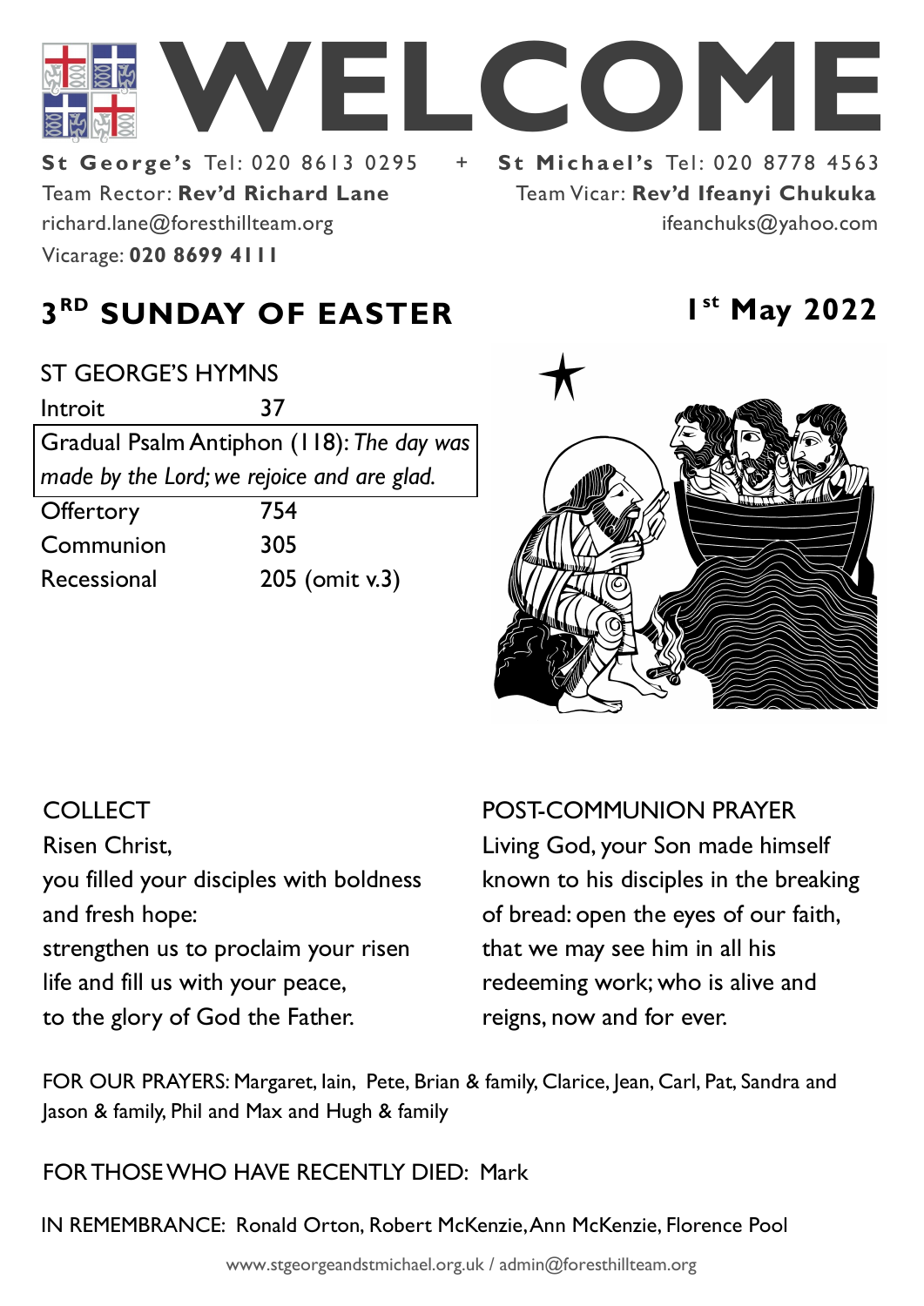# WELCOME

**St George's** Tel: 020 8613 0295 + **St Michael's** Tel: 020 8778 4563

Team Rector: **Rev'd Richard Lane**
richard.lane@foresthillteam.org
Vicarage: **020 8699 4111**

Team Vicar: **Rev'd Ifeanyi Chukuka**
ifeanchuks@yahoo.com

## 3RD SUNDAY OF EASTER

**1st May 2022**

ST GEORGE'S HYMNS

| | |
|---|---|
| Introit | 37 |
| Gradual Psalm Antiphon (118): *The day was made by the Lord; we rejoice and are glad.* | |
| Offertory | 754 |
| Communion | 305 |
| Recessional | 205 (omit v.3) |

COLLECT

Risen Christ,
you filled your disciples with boldness and fresh hope:
strengthen us to proclaim your risen life and fill us with your peace,
to the glory of God the Father.

POST-COMMUNION PRAYER

Living God, your Son made himself known to his disciples in the breaking of bread: open the eyes of our faith, that we may see him in all his redeeming work; who is alive and reigns, now and for ever.

FOR OUR PRAYERS: Margaret, Iain, Pete, Brian & family, Clarice, Jean, Carl, Pat, Sandra and Jason & family, Phil and Max and Hugh & family

FOR THOSE WHO HAVE RECENTLY DIED: Mark

IN REMEMBRANCE: Ronald Orton, Robert McKenzie, Ann McKenzie, Florence Pool

www.stgeorgeandstmichael.org.uk / admin@foresthillteam.org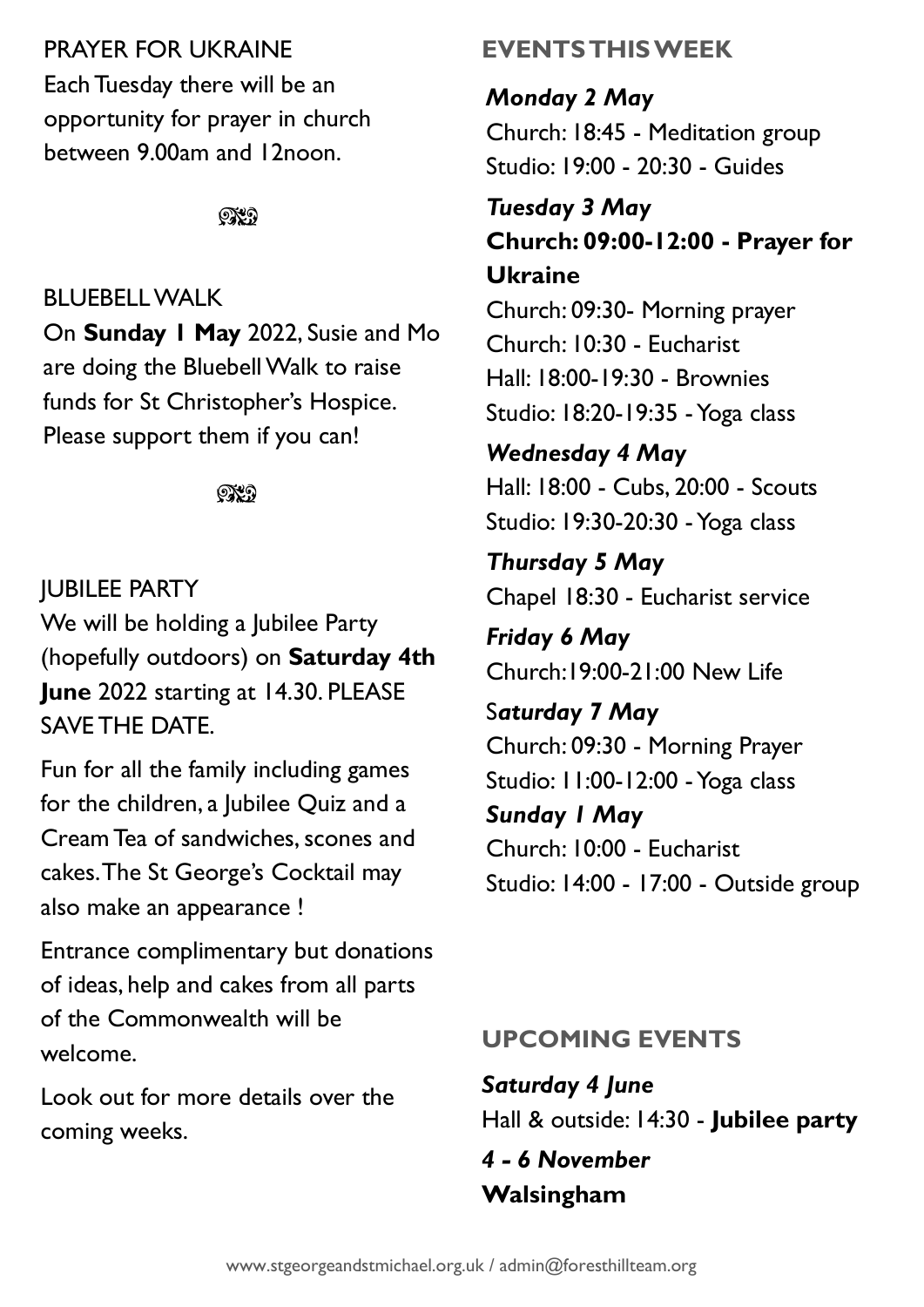PRAYER FOR UKRAINE

Each Tuesday there will be an opportunity for prayer in church between 9.00am and 12noon.

BLUEBELL WALK

On **Sunday 1 May** 2022, Susie and Mo are doing the Bluebell Walk to raise funds for St Christopher's Hospice. Please support them if you can!

JUBILEE PARTY

We will be holding a Jubilee Party (hopefully outdoors) on **Saturday 4th June** 2022 starting at 14.30. PLEASE SAVE THE DATE.

Fun for all the family including games for the children, a Jubilee Quiz and a Cream Tea of sandwiches, scones and cakes. The St George's Cocktail may also make an appearance !

Entrance complimentary but donations of ideas, help and cakes from all parts of the Commonwealth will be welcome.

Look out for more details over the coming weeks.

## EVENTS THIS WEEK

***Monday 2 May***
Church: 18:45 - Meditation group
Studio: 19:00 - 20:30 - Guides

***Tuesday 3 May***
**Church: 09:00-12:00 - Prayer for Ukraine**
Church: 09:30- Morning prayer
Church: 10:30 - Eucharist
Hall: 18:00-19:30 - Brownies
Studio: 18:20-19:35 - Yoga class

***Wednesday 4 May***
Hall: 18:00 - Cubs, 20:00 - Scouts
Studio: 19:30-20:30 - Yoga class

***Thursday 5 May***
Chapel 18:30 - Eucharist service

***Friday 6 May***
Church:19:00-21:00 New Life

S***aturday 7 May***
Church: 09:30 - Morning Prayer
Studio: 11:00-12:00 - Yoga class

***Sunday 1 May***
Church: 10:00 - Eucharist
Studio: 14:00 - 17:00 - Outside group

## UPCOMING EVENTS

***Saturday 4 June***
Hall & outside: 14:30 - **Jubilee party**

***4 - 6 November***
**Walsingham**

www.stgeorgeandstmichael.org.uk / admin@foresthillteam.org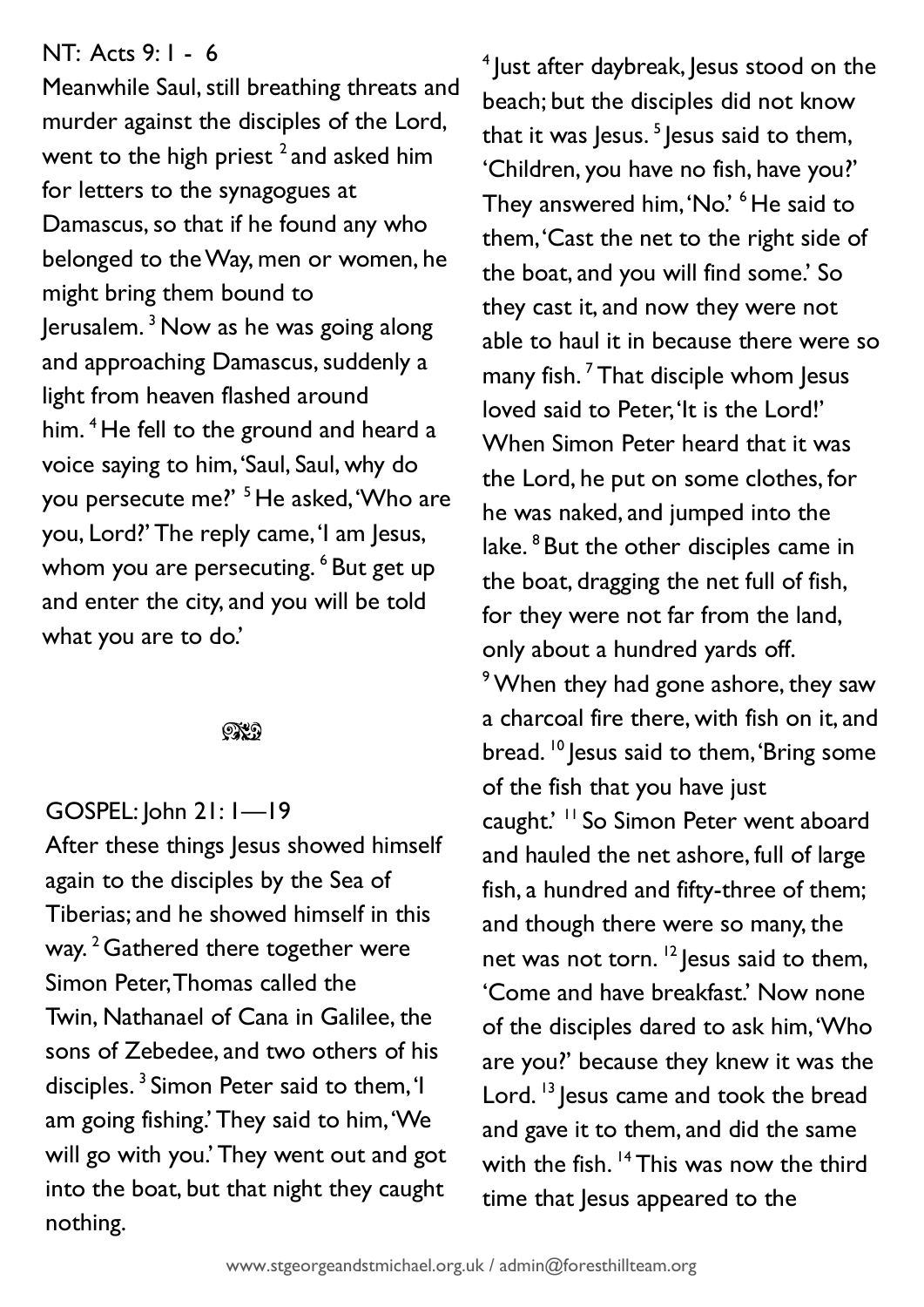NT: Acts 9: 1 - 6

Meanwhile Saul, still breathing threats and murder against the disciples of the Lord, went to the high priest [2] and asked him for letters to the synagogues at Damascus, so that if he found any who belonged to the Way, men or women, he might bring them bound to Jerusalem. [3] Now as he was going along and approaching Damascus, suddenly a light from heaven flashed around him. [4] He fell to the ground and heard a voice saying to him, 'Saul, Saul, why do you persecute me?' [5] He asked, 'Who are you, Lord?' The reply came, 'I am Jesus, whom you are persecuting. [6] But get up and enter the city, and you will be told what you are to do.'

GOSPEL: John 21: 1—19

After these things Jesus showed himself again to the disciples by the Sea of Tiberias; and he showed himself in this way. [2] Gathered there together were Simon Peter, Thomas called the Twin, Nathanael of Cana in Galilee, the sons of Zebedee, and two others of his disciples. [3] Simon Peter said to them, 'I am going fishing.' They said to him, 'We will go with you.' They went out and got into the boat, but that night they caught nothing.

[4] Just after daybreak, Jesus stood on the beach; but the disciples did not know that it was Jesus. [5] Jesus said to them, 'Children, you have no fish, have you?' They answered him, 'No.' [6] He said to them, 'Cast the net to the right side of the boat, and you will find some.' So they cast it, and now they were not able to haul it in because there were so many fish. [7] That disciple whom Jesus loved said to Peter, 'It is the Lord!' When Simon Peter heard that it was the Lord, he put on some clothes, for he was naked, and jumped into the lake. [8] But the other disciples came in the boat, dragging the net full of fish, for they were not far from the land, only about a hundred yards off. [9] When they had gone ashore, they saw a charcoal fire there, with fish on it, and bread. [10] Jesus said to them, 'Bring some of the fish that you have just caught.' [11] So Simon Peter went aboard and hauled the net ashore, full of large fish, a hundred and fifty-three of them; and though there were so many, the net was not torn. [12] Jesus said to them, 'Come and have breakfast.' Now none of the disciples dared to ask him, 'Who are you?' because they knew it was the Lord. [13] Jesus came and took the bread and gave it to them, and did the same with the fish. [14] This was now the third time that Jesus appeared to the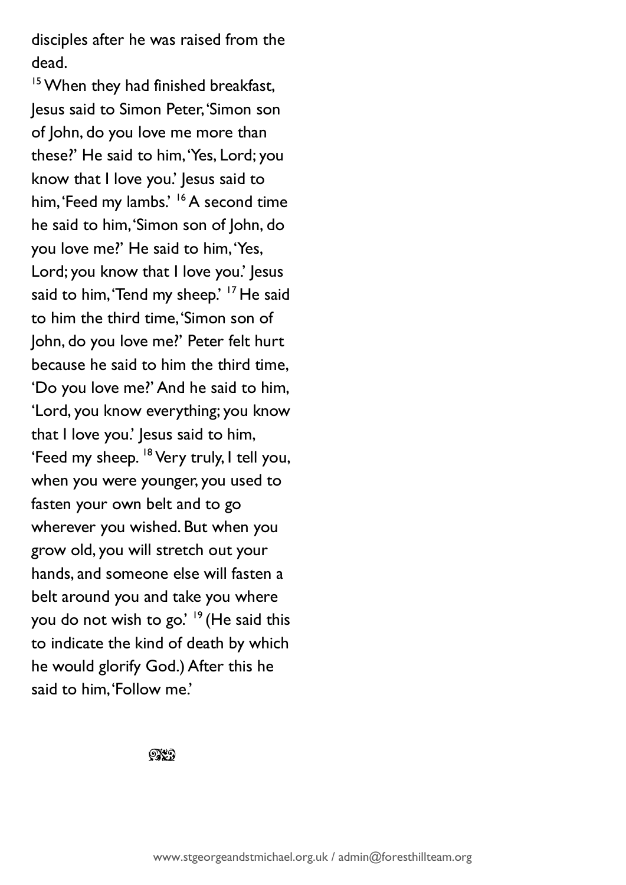disciples after he was raised from the dead.

[15] When they had finished breakfast, Jesus said to Simon Peter, 'Simon son of John, do you love me more than these?' He said to him, 'Yes, Lord; you know that I love you.' Jesus said to him, 'Feed my lambs.' [16] A second time he said to him, 'Simon son of John, do you love me?' He said to him, 'Yes, Lord; you know that I love you.' Jesus said to him, 'Tend my sheep.' [17] He said to him the third time, 'Simon son of John, do you love me?' Peter felt hurt because he said to him the third time, 'Do you love me?' And he said to him, 'Lord, you know everything; you know that I love you.' Jesus said to him, 'Feed my sheep. [18] Very truly, I tell you, when you were younger, you used to fasten your own belt and to go wherever you wished. But when you grow old, you will stretch out your hands, and someone else will fasten a belt around you and take you where you do not wish to go.' [19] (He said this to indicate the kind of death by which he would glorify God.) After this he said to him, 'Follow me.'

www.stgeorgeandstmichael.org.uk / admin@foresthillteam.org